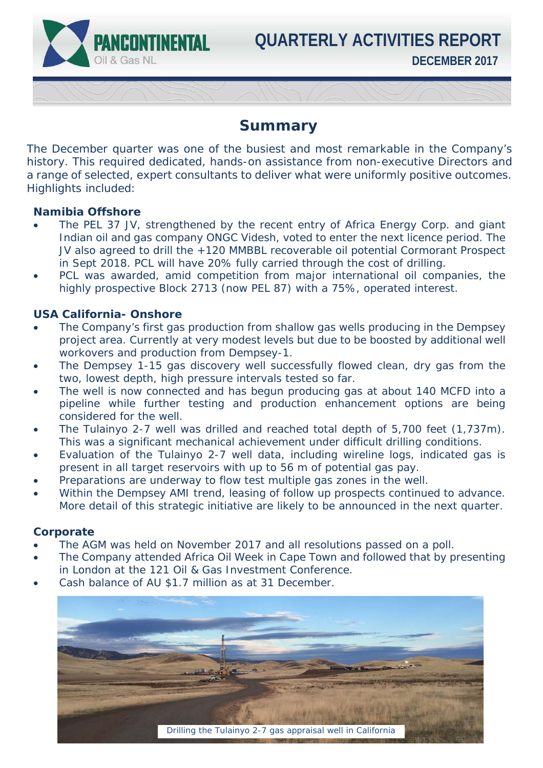# PANCONTINENTAL Oil & Gas NL

# QUARTERLY ACTIVITIES REPORT

**DECEMBER 2017**

## Summary

The December quarter was one of the busiest and most remarkable in the Company's history. This required dedicated, hands-on assistance from non-executive Directors and a range of selected, expert consultants to deliver what were uniformly positive outcomes. Highlights included:

### Namibia Offshore

- The PEL 37 JV, strengthened by the recent entry of Africa Energy Corp. and giant Indian oil and gas company ONGC Videsh, voted to enter the next licence period. The JV also agreed to drill the +120 MMBBL recoverable oil potential Cormorant Prospect in Sept 2018. PCL will have 20% fully carried through the cost of drilling.
- PCL was awarded, amid competition from major international oil companies, the highly prospective Block 2713 (now PEL 87) with a 75%, operated interest.

### USA California- Onshore

- The Company's first gas production from shallow gas wells producing in the Dempsey project area. Currently at very modest levels but due to be boosted by additional well workovers and production from Dempsey-1.
- The Dempsey 1-15 gas discovery well successfully flowed clean, dry gas from the two, lowest depth, high pressure intervals tested so far.
- The well is now connected and has begun producing gas at about 140 MCFD into a pipeline while further testing and production enhancement options are being considered for the well.
- The Tulainyo 2-7 well was drilled and reached total depth of 5,700 feet (1,737m). This was a significant mechanical achievement under difficult drilling conditions.
- Evaluation of the Tulainyo 2-7 well data, including wireline logs, indicated gas is present in all target reservoirs with up to 56 m of potential gas pay.
- Preparations are underway to flow test multiple gas zones in the well.
- Within the Dempsey AMI trend, leasing of follow up prospects continued to advance. More detail of this strategic initiative are likely to be announced in the next quarter.

### Corporate

- The AGM was held on November 2017 and all resolutions passed on a poll.
- The Company attended Africa Oil Week in Cape Town and followed that by presenting in London at the 121 Oil & Gas Investment Conference.
- Cash balance of AU $1.7 million as at 31 December.

Drilling the Tulainyo 2-7 gas appraisal well in California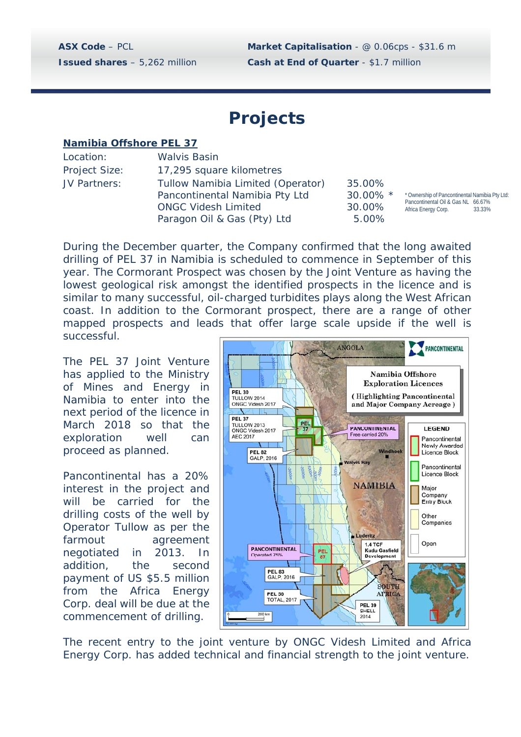**ASX Code** – PCL

**Issued shares** – 5,262 million

**Market Capitalisation** - @ 0.06cps - $31.6 m

**Cash at End of Quarter** - $1.7 million

# Projects

## Namibia Offshore PEL 37

| | | |
|---|---|---|
| Location: | Walvis Basin | |
| Project Size: | 17,295 square kilometres | |
| JV Partners: | Tullow Namibia Limited (Operator) | 35.00% |
| | Pancontinental Namibia Pty Ltd | 30.00% * |
| | ONGC Videsh Limited | 30.00% |
| | Paragon Oil & Gas (Pty) Ltd | 5.00% |

* Ownership of Pancontinental Namibia Pty Ltd:
Pancontinental Oil & Gas NL 66.67%
Africa Energy Corp. 33.33%

During the December quarter, the Company confirmed that the long awaited drilling of PEL 37 in Namibia is scheduled to commence in September of this year. The Cormorant Prospect was chosen by the Joint Venture as having the lowest geological risk amongst the identified prospects in the licence and is similar to many successful, oil-charged turbidites plays along the West African coast. In addition to the Cormorant prospect, there are a range of other mapped prospects and leads that offer large scale upside if the well is successful.

The PEL 37 Joint Venture has applied to the Ministry of Mines and Energy in Namibia to enter into the next period of the licence in March 2018 so that the exploration well can proceed as planned.

Pancontinental has a 20% interest in the project and will be carried for the drilling costs of the well by Operator Tullow as per the farmout agreement negotiated in 2013. In addition, the second payment of US $5.5 million from the Africa Energy Corp. deal will be due at the commencement of drilling.

The recent entry to the joint venture by ONGC Videsh Limited and Africa Energy Corp. has added technical and financial strength to the joint venture.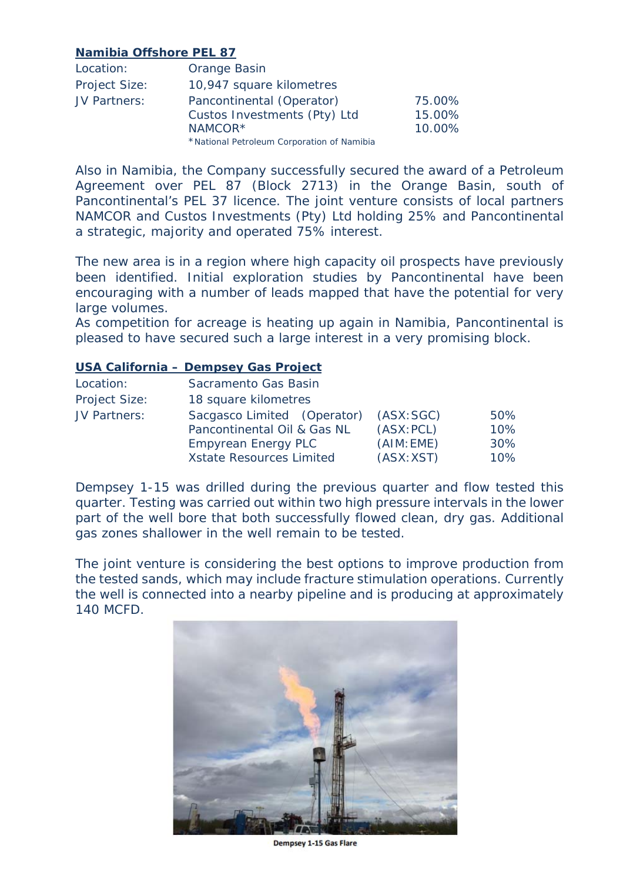**Namibia Offshore PEL 87**

| | | |
|---|---|---|
| Location: | Orange Basin | |
| Project Size: | 10,947 square kilometres | |
| JV Partners: | Pancontinental (Operator) | 75.00% |
| | Custos Investments (Pty) Ltd | 15.00% |
| | NAMCOR* | 10.00% |

*National Petroleum Corporation of Namibia

Also in Namibia, the Company successfully secured the award of a Petroleum Agreement over PEL 87 (Block 2713) in the Orange Basin, south of Pancontinental's PEL 37 licence. The joint venture consists of local partners NAMCOR and Custos Investments (Pty) Ltd holding 25% and Pancontinental a strategic, majority and operated 75% interest.

The new area is in a region where high capacity oil prospects have previously been identified. Initial exploration studies by Pancontinental have been encouraging with a number of leads mapped that have the potential for very large volumes.

As competition for acreage is heating up again in Namibia, Pancontinental is pleased to have secured such a large interest in a very promising block.

**USA California – Dempsey Gas Project**

| | | | |
|---|---|---|---|
| Location: | Sacramento Gas Basin | | |
| Project Size: | 18 square kilometres | | |
| JV Partners: | Sacgasco Limited (Operator) | (ASX:SGC) | 50% |
| | Pancontinental Oil & Gas NL | (ASX:PCL) | 10% |
| | Empyrean Energy PLC | (AIM:EME) | 30% |
| | Xstate Resources Limited | (ASX:XST) | 10% |

Dempsey 1-15 was drilled during the previous quarter and flow tested this quarter. Testing was carried out within two high pressure intervals in the lower part of the well bore that both successfully flowed clean, dry gas. Additional gas zones shallower in the well remain to be tested.

The joint venture is considering the best options to improve production from the tested sands, which may include fracture stimulation operations. Currently the well is connected into a nearby pipeline and is producing at approximately 140 MCFD.

Dempsey 1-15 Gas Flare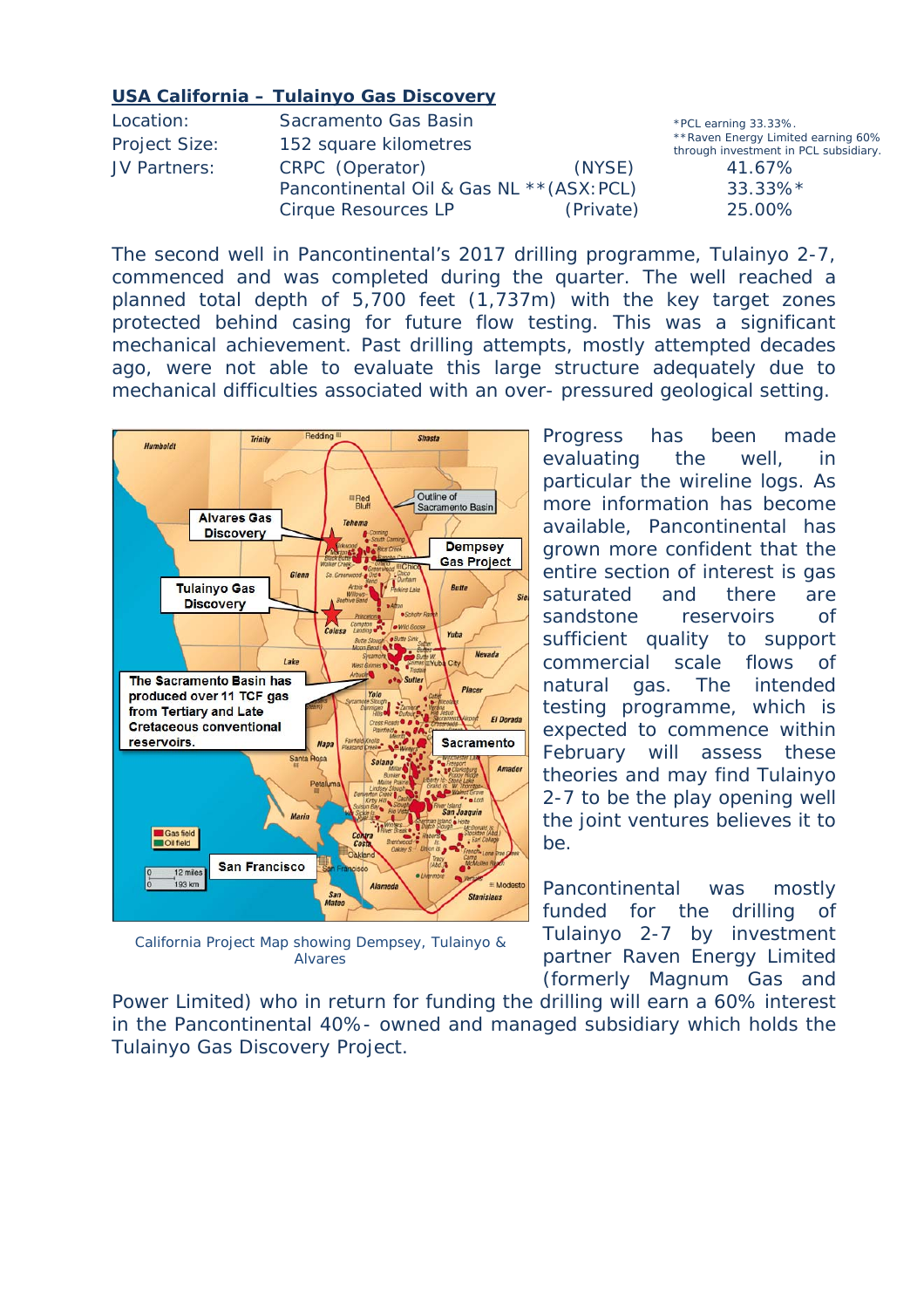## USA California – Tulainyo Gas Discovery

| | | | |
|---|---|---|---|
| Location: | Sacramento Gas Basin | | |
| Project Size: | 152 square kilometres | | |
| JV Partners: | CRPC (Operator) | (NYSE) | 41.67% |
| | Pancontinental Oil & Gas NL ** | (ASX:PCL) | 33.33%* |
| | Cirque Resources LP | (Private) | 25.00% |

*PCL earning 33.33%.
**Raven Energy Limited earning 60% through investment in PCL subsidiary.

The second well in Pancontinental's 2017 drilling programme, Tulainyo 2-7, commenced and was completed during the quarter. The well reached a planned total depth of 5,700 feet (1,737m) with the key target zones protected behind casing for future flow testing. This was a significant mechanical achievement. Past drilling attempts, mostly attempted decades ago, were not able to evaluate this large structure adequately due to mechanical difficulties associated with an over- pressured geological setting.

California Project Map showing Dempsey, Tulainyo & Alvares

Progress has been made evaluating the well, in particular the wireline logs. As more information has become available, Pancontinental has grown more confident that the entire section of interest is gas saturated and there are sandstone reservoirs of sufficient quality to support commercial scale flows of natural gas. The intended testing programme, which is expected to commence within February will assess these theories and may find Tulainyo 2-7 to be the play opening well the joint ventures believes it to be.

Pancontinental was mostly funded for the drilling of Tulainyo 2-7 by investment partner Raven Energy Limited (formerly Magnum Gas and Power Limited) who in return for funding the drilling will earn a 60% interest in the Pancontinental 40%- owned and managed subsidiary which holds the Tulainyo Gas Discovery Project.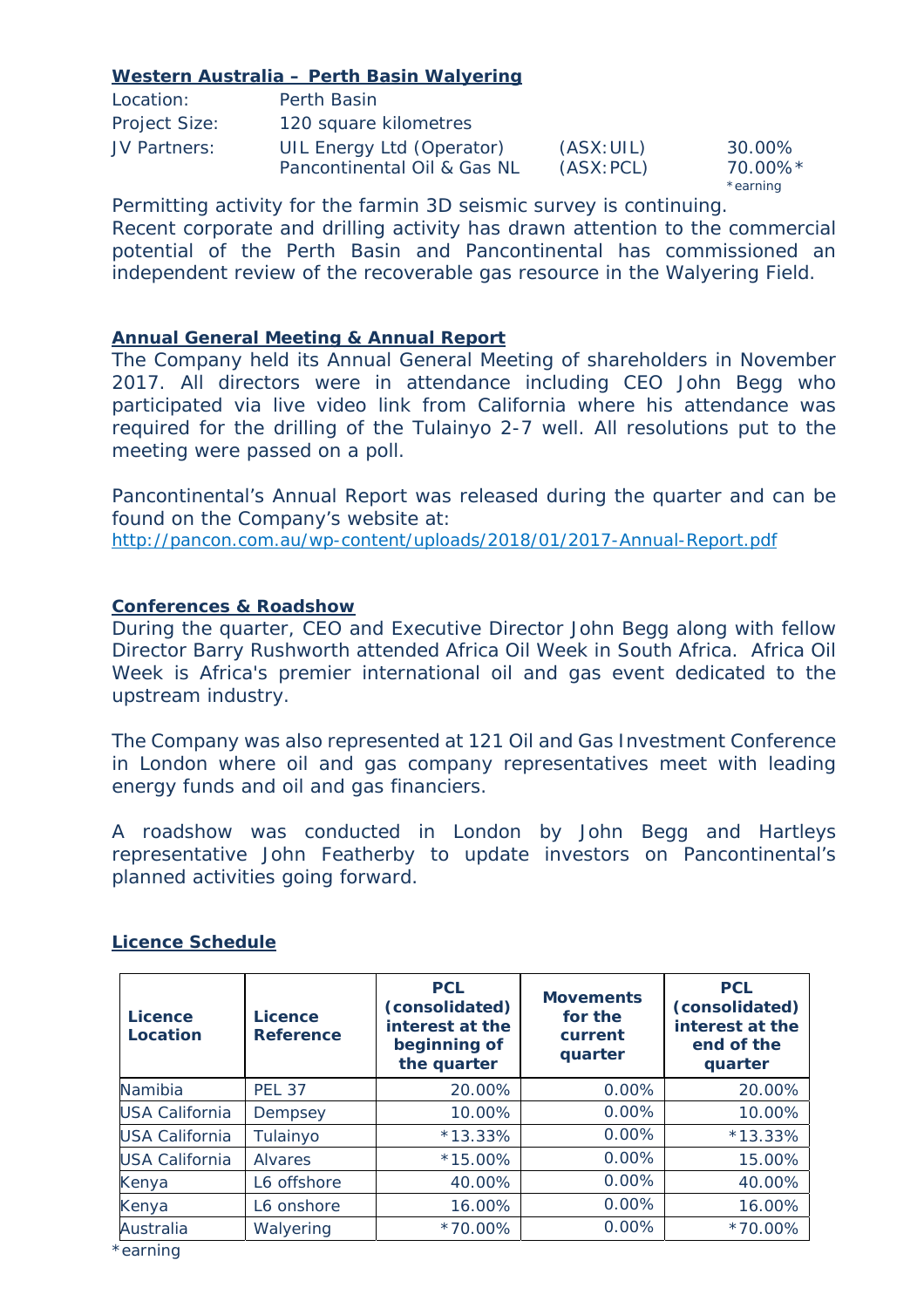**Western Australia – Perth Basin Walyering**

| | | | |
|---|---|---|---|
| Location: | Perth Basin | | |
| Project Size: | 120 square kilometres | | |
| JV Partners: | UIL Energy Ltd (Operator) | (ASX:UIL) | 30.00% |
| | Pancontinental Oil & Gas NL | (ASX:PCL) | 70.00%* |
| | | | *earning |

Permitting activity for the farmin 3D seismic survey is continuing.
Recent corporate and drilling activity has drawn attention to the commercial potential of the Perth Basin and Pancontinental has commissioned an independent review of the recoverable gas resource in the Walyering Field.

**Annual General Meeting & Annual Report**

The Company held its Annual General Meeting of shareholders in November 2017. All directors were in attendance including CEO John Begg who participated via live video link from California where his attendance was required for the drilling of the Tulainyo 2-7 well. All resolutions put to the meeting were passed on a poll.

Pancontinental's Annual Report was released during the quarter and can be found on the Company's website at:
http://pancon.com.au/wp-content/uploads/2018/01/2017-Annual-Report.pdf

**Conferences & Roadshow**

During the quarter, CEO and Executive Director John Begg along with fellow Director Barry Rushworth attended Africa Oil Week in South Africa. Africa Oil Week is Africa's premier international oil and gas event dedicated to the upstream industry.

The Company was also represented at 121 Oil and Gas Investment Conference in London where oil and gas company representatives meet with leading energy funds and oil and gas financiers.

A roadshow was conducted in London by John Begg and Hartleys representative John Featherby to update investors on Pancontinental's planned activities going forward.

**Licence Schedule**

| Licence Location | Licence Reference | PCL (consolidated) interest at the beginning of the quarter | Movements for the current quarter | PCL (consolidated) interest at the end of the quarter |
|---|---|---|---|---|
| Namibia | PEL 37 | 20.00% | 0.00% | 20.00% |
| USA California | Dempsey | 10.00% | 0.00% | 10.00% |
| USA California | Tulainyo | *13.33% | 0.00% | *13.33% |
| USA California | Alvares | *15.00% | 0.00% | 15.00% |
| Kenya | L6 offshore | 40.00% | 0.00% | 40.00% |
| Kenya | L6 onshore | 16.00% | 0.00% | 16.00% |
| Australia | Walyering | *70.00% | 0.00% | *70.00% |

*earning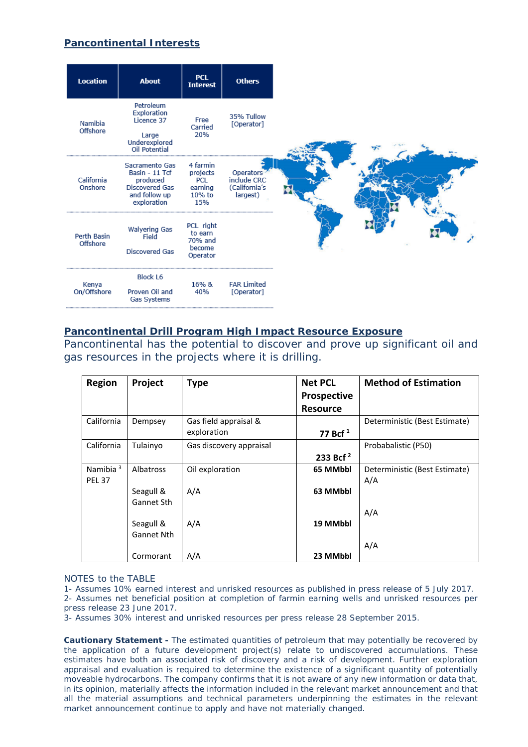## Pancontinental Interests

| Location | About | PCL Interest | Others |
|---|---|---|---|
| Namibia Offshore | Petroleum Exploration Licence 37<br><br>Large Underexplored Oil Potential | Free Carried 20% | 35% Tullow [Operator] |
| California Onshore | Sacramento Gas Basin - 11 Tcf produced Discovered Gas and follow up exploration | 4 farmin projects PCL earning 10% to 15% | Operators include CRC (California's largest) |
| Perth Basin Offshore | Walyering Gas Field<br><br>Discovered Gas | PCL right to earn 70% and become Operator | |
| Kenya On/Offshore | Block L6<br><br>Proven Oil and Gas Systems | 16% & 40% | FAR Limited [Operator] |

## Pancontinental Drill Program High Impact Resource Exposure

Pancontinental has the potential to discover and prove up significant oil and gas resources in the projects where it is drilling.

| Region | Project | Type | Net PCL Prospective Resource | Method of Estimation |
|---|---|---|---|---|
| California | Dempsey | Gas field appraisal & exploration | **77 Bcf** [1] | Deterministic (Best Estimate) |
| California | Tulainyo | Gas discovery appraisal | **233 Bcf** [2] | Probabalistic (P50) |
| Namibia [3] PEL 37 | Albatross | Oil exploration | **65 MMbbl** | Deterministic (Best Estimate) |
| | Seagull & Gannet Sth | A/A | **63 MMbbl** | A/A |
| | Seagull & Gannet Nth | A/A | **19 MMbbl** | A/A |
| | Cormorant | A/A | **23 MMbbl** | A/A |

NOTES to the TABLE

1- Assumes 10% earned interest and unrisked resources as published in press release of 5 July 2017.
2- Assumes net beneficial position at completion of farmin earning wells and unrisked resources per press release 23 June 2017.
3- Assumes 30% interest and unrisked resources per press release 28 September 2015.

**Cautionary Statement -** The estimated quantities of petroleum that may potentially be recovered by the application of a future development project(s) relate to undiscovered accumulations. These estimates have both an associated risk of discovery and a risk of development. Further exploration appraisal and evaluation is required to determine the existence of a significant quantity of potentially moveable hydrocarbons. The company confirms that it is not aware of any new information or data that, in its opinion, materially affects the information included in the relevant market announcement and that all the material assumptions and technical parameters underpinning the estimates in the relevant market announcement continue to apply and have not materially changed.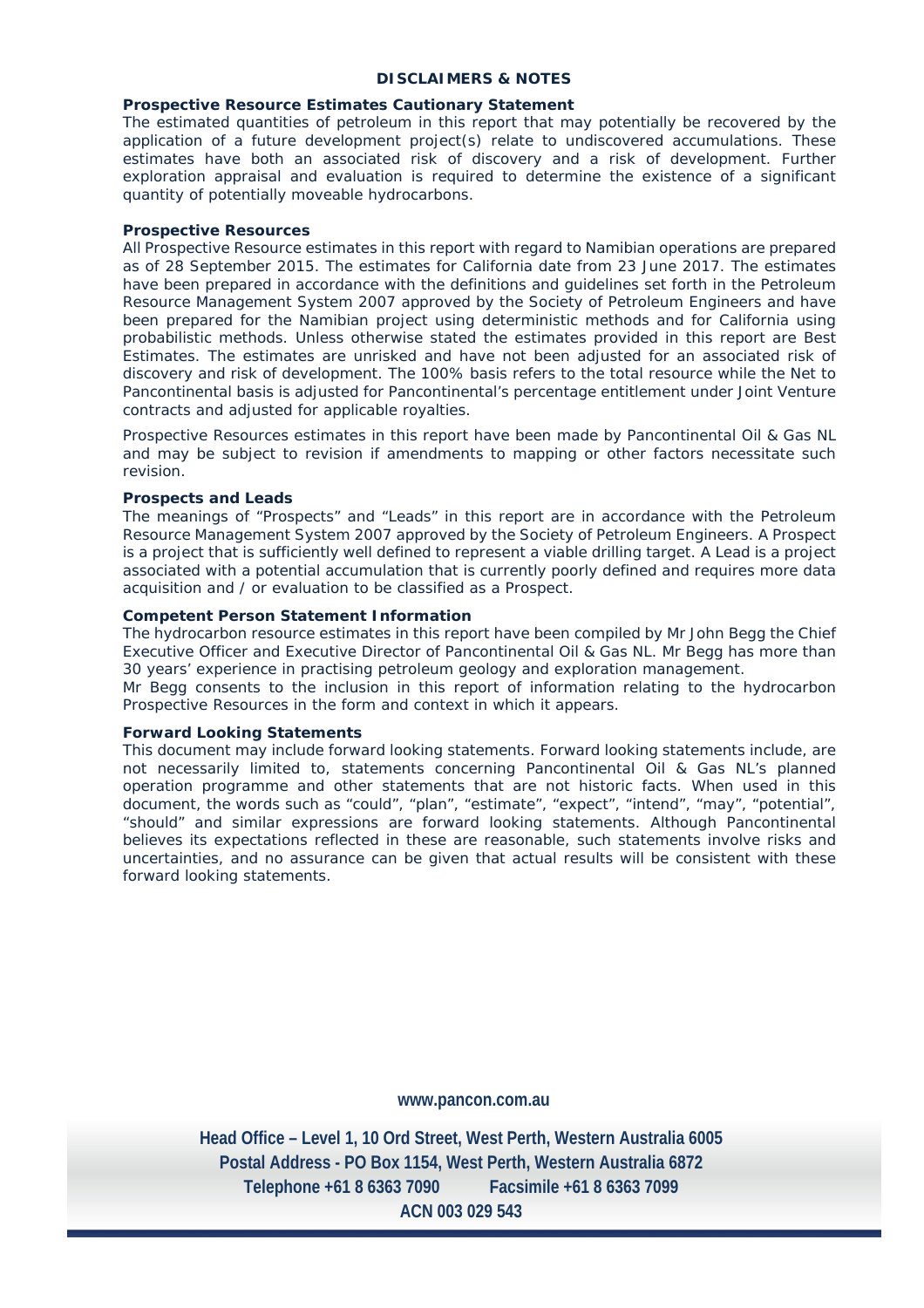## DISCLAIMERS & NOTES

### Prospective Resource Estimates Cautionary Statement

The estimated quantities of petroleum in this report that may potentially be recovered by the application of a future development project(s) relate to undiscovered accumulations. These estimates have both an associated risk of discovery and a risk of development. Further exploration appraisal and evaluation is required to determine the existence of a significant quantity of potentially moveable hydrocarbons.

### Prospective Resources

All Prospective Resource estimates in this report with regard to Namibian operations are prepared as of 28 September 2015. The estimates for California date from 23 June 2017. The estimates have been prepared in accordance with the definitions and guidelines set forth in the Petroleum Resource Management System 2007 approved by the Society of Petroleum Engineers and have been prepared for the Namibian project using deterministic methods and for California using probabilistic methods. Unless otherwise stated the estimates provided in this report are Best Estimates. The estimates are unrisked and have not been adjusted for an associated risk of discovery and risk of development. The 100% basis refers to the total resource while the Net to Pancontinental basis is adjusted for Pancontinental's percentage entitlement under Joint Venture contracts and adjusted for applicable royalties.

Prospective Resources estimates in this report have been made by Pancontinental Oil & Gas NL and may be subject to revision if amendments to mapping or other factors necessitate such revision.

### Prospects and Leads

The meanings of "Prospects" and "Leads" in this report are in accordance with the Petroleum Resource Management System 2007 approved by the Society of Petroleum Engineers. A Prospect is a project that is sufficiently well defined to represent a viable drilling target. A Lead is a project associated with a potential accumulation that is currently poorly defined and requires more data acquisition and / or evaluation to be classified as a Prospect.

### Competent Person Statement Information

The hydrocarbon resource estimates in this report have been compiled by Mr John Begg the Chief Executive Officer and Executive Director of Pancontinental Oil & Gas NL. Mr Begg has more than 30 years' experience in practising petroleum geology and exploration management.

Mr Begg consents to the inclusion in this report of information relating to the hydrocarbon Prospective Resources in the form and context in which it appears.

### Forward Looking Statements

This document may include forward looking statements. Forward looking statements include, are not necessarily limited to, statements concerning Pancontinental Oil & Gas NL's planned operation programme and other statements that are not historic facts. When used in this document, the words such as "could", "plan", "estimate", "expect", "intend", "may", "potential", "should" and similar expressions are forward looking statements. Although Pancontinental believes its expectations reflected in these are reasonable, such statements involve risks and uncertainties, and no assurance can be given that actual results will be consistent with these forward looking statements.

**www.pancon.com.au**

**Head Office – Level 1, 10 Ord Street, West Perth, Western Australia 6005**
**Postal Address - PO Box 1154, West Perth, Western Australia 6872**
**Telephone +61 8 6363 7090 Facsimile +61 8 6363 7099**
**ACN 003 029 543**